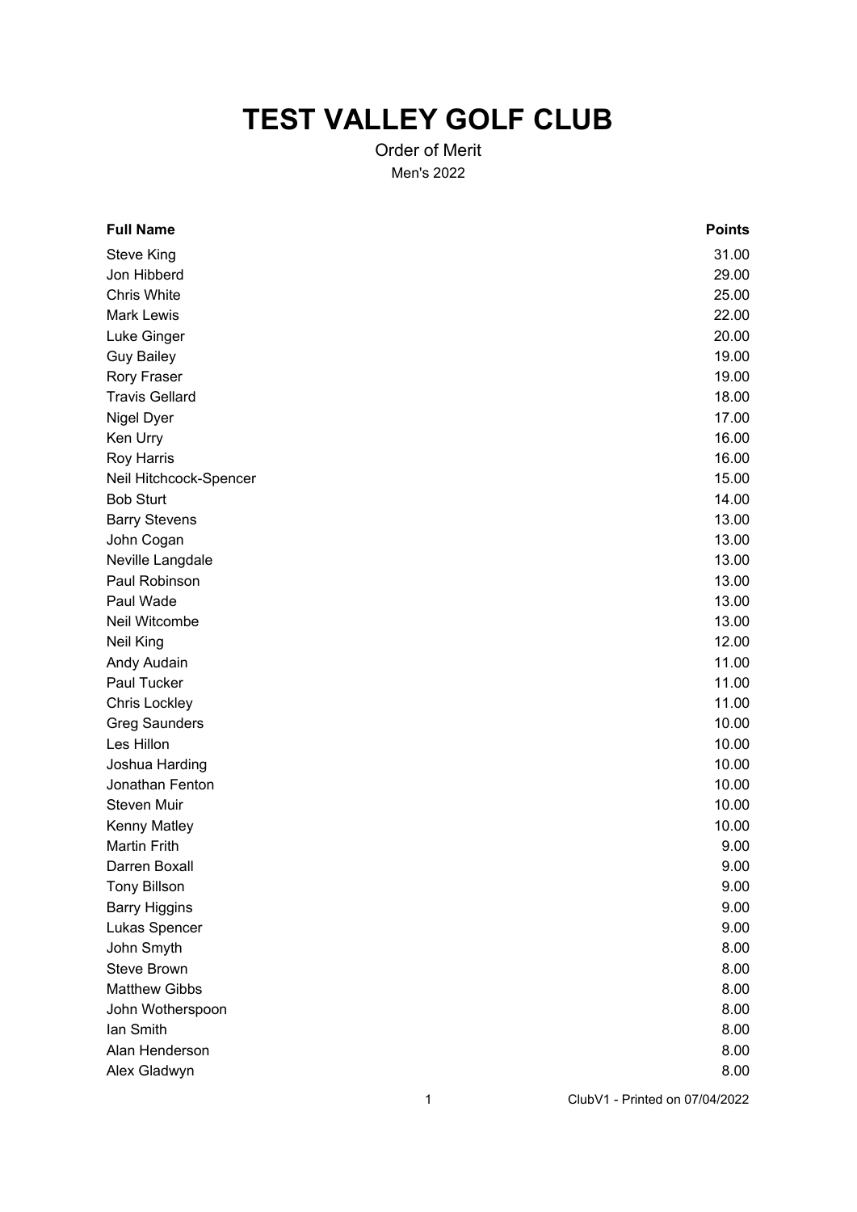# TEST VALLEY GOLF CLUB

Order of Merit

Men's 2022

| Full Name | Points |
|---|---|
| Steve King | 31.00 |
| Jon Hibberd | 29.00 |
| Chris White | 25.00 |
| Mark Lewis | 22.00 |
| Luke Ginger | 20.00 |
| Guy Bailey | 19.00 |
| Rory Fraser | 19.00 |
| Travis Gellard | 18.00 |
| Nigel Dyer | 17.00 |
| Ken Urry | 16.00 |
| Roy Harris | 16.00 |
| Neil Hitchcock-Spencer | 15.00 |
| Bob Sturt | 14.00 |
| Barry Stevens | 13.00 |
| John Cogan | 13.00 |
| Neville Langdale | 13.00 |
| Paul Robinson | 13.00 |
| Paul Wade | 13.00 |
| Neil Witcombe | 13.00 |
| Neil King | 12.00 |
| Andy Audain | 11.00 |
| Paul Tucker | 11.00 |
| Chris Lockley | 11.00 |
| Greg Saunders | 10.00 |
| Les Hillon | 10.00 |
| Joshua Harding | 10.00 |
| Jonathan Fenton | 10.00 |
| Steven Muir | 10.00 |
| Kenny Matley | 10.00 |
| Martin Frith | 9.00 |
| Darren Boxall | 9.00 |
| Tony Billson | 9.00 |
| Barry Higgins | 9.00 |
| Lukas Spencer | 9.00 |
| John Smyth | 8.00 |
| Steve Brown | 8.00 |
| Matthew Gibbs | 8.00 |
| John Wotherspoon | 8.00 |
| Ian Smith | 8.00 |
| Alan Henderson | 8.00 |
| Alex Gladwyn | 8.00 |

ClubV1 - Printed on 07/04/2022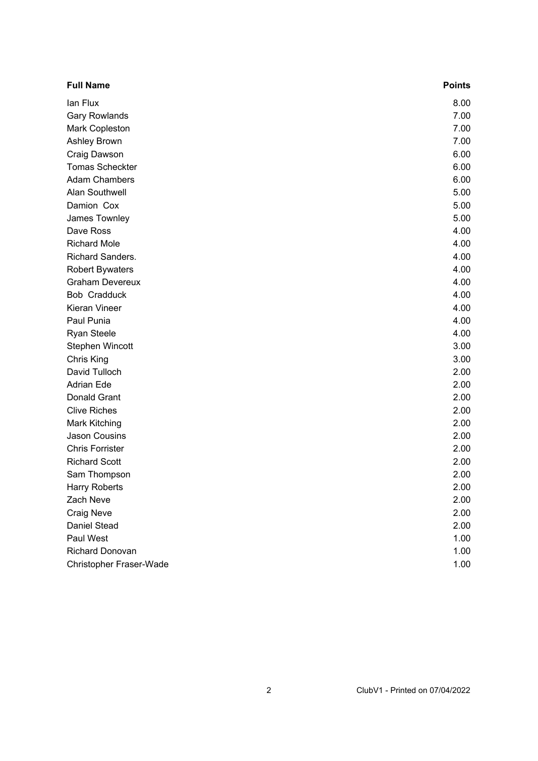| Full Name | Points |
|---|---|
| Ian Flux | 8.00 |
| Gary Rowlands | 7.00 |
| Mark Copleston | 7.00 |
| Ashley Brown | 7.00 |
| Craig Dawson | 6.00 |
| Tomas Scheckter | 6.00 |
| Adam Chambers | 6.00 |
| Alan Southwell | 5.00 |
| Damion Cox | 5.00 |
| James Townley | 5.00 |
| Dave Ross | 4.00 |
| Richard Mole | 4.00 |
| Richard Sanders. | 4.00 |
| Robert Bywaters | 4.00 |
| Graham Devereux | 4.00 |
| Bob Cradduck | 4.00 |
| Kieran Vineer | 4.00 |
| Paul Punia | 4.00 |
| Ryan Steele | 4.00 |
| Stephen Wincott | 3.00 |
| Chris King | 3.00 |
| David Tulloch | 2.00 |
| Adrian Ede | 2.00 |
| Donald Grant | 2.00 |
| Clive Riches | 2.00 |
| Mark Kitching | 2.00 |
| Jason Cousins | 2.00 |
| Chris Forrister | 2.00 |
| Richard Scott | 2.00 |
| Sam Thompson | 2.00 |
| Harry Roberts | 2.00 |
| Zach Neve | 2.00 |
| Craig Neve | 2.00 |
| Daniel Stead | 2.00 |
| Paul West | 1.00 |
| Richard Donovan | 1.00 |
| Christopher Fraser-Wade | 1.00 |

ClubV1 - Printed on 07/04/2022